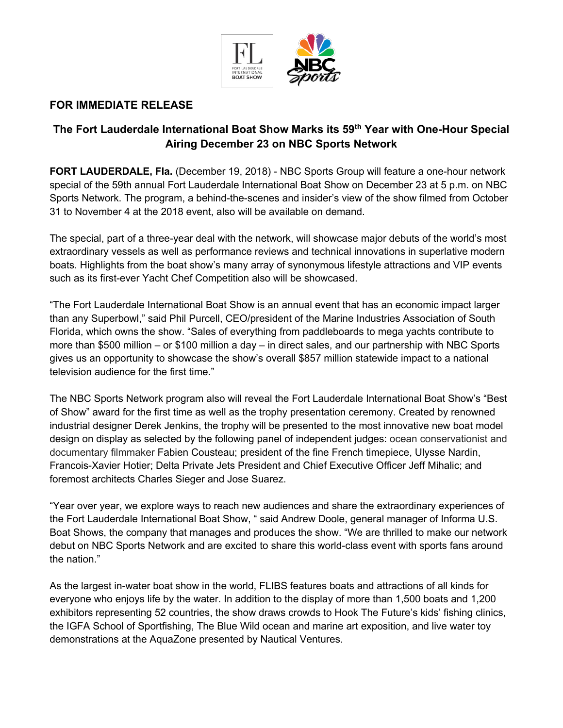**FOR IMMEDIATE RELEASE**

## The Fort Lauderdale International Boat Show Marks its 59th Year with One-Hour Special Airing December 23 on NBC Sports Network

**FORT LAUDERDALE, Fla.** (December 19, 2018) - NBC Sports Group will feature a one-hour network special of the 59th annual Fort Lauderdale International Boat Show on December 23 at 5 p.m. on NBC Sports Network. The program, a behind-the-scenes and insider's view of the show filmed from October 31 to November 4 at the 2018 event, also will be available on demand.

The special, part of a three-year deal with the network, will showcase major debuts of the world's most extraordinary vessels as well as performance reviews and technical innovations in superlative modern boats. Highlights from the boat show's many array of synonymous lifestyle attractions and VIP events such as its first-ever Yacht Chef Competition also will be showcased.

"The Fort Lauderdale International Boat Show is an annual event that has an economic impact larger than any Superbowl," said Phil Purcell, CEO/president of the Marine Industries Association of South Florida, which owns the show. "Sales of everything from paddleboards to mega yachts contribute to more than $500 million – or $100 million a day – in direct sales, and our partnership with NBC Sports gives us an opportunity to showcase the show's overall $857 million statewide impact to a national television audience for the first time."

The NBC Sports Network program also will reveal the Fort Lauderdale International Boat Show's "Best of Show" award for the first time as well as the trophy presentation ceremony. Created by renowned industrial designer Derek Jenkins, the trophy will be presented to the most innovative new boat model design on display as selected by the following panel of independent judges: ocean conservationist and documentary filmmaker Fabien Cousteau; president of the fine French timepiece, Ulysse Nardin, Francois-Xavier Hotier; Delta Private Jets President and Chief Executive Officer Jeff Mihalic; and foremost architects Charles Sieger and Jose Suarez.

"Year over year, we explore ways to reach new audiences and share the extraordinary experiences of the Fort Lauderdale International Boat Show, " said Andrew Doole, general manager of Informa U.S. Boat Shows, the company that manages and produces the show. "We are thrilled to make our network debut on NBC Sports Network and are excited to share this world-class event with sports fans around the nation."

As the largest in-water boat show in the world, FLIBS features boats and attractions of all kinds for everyone who enjoys life by the water. In addition to the display of more than 1,500 boats and 1,200 exhibitors representing 52 countries, the show draws crowds to Hook The Future's kids' fishing clinics, the IGFA School of Sportfishing, The Blue Wild ocean and marine art exposition, and live water toy demonstrations at the AquaZone presented by Nautical Ventures.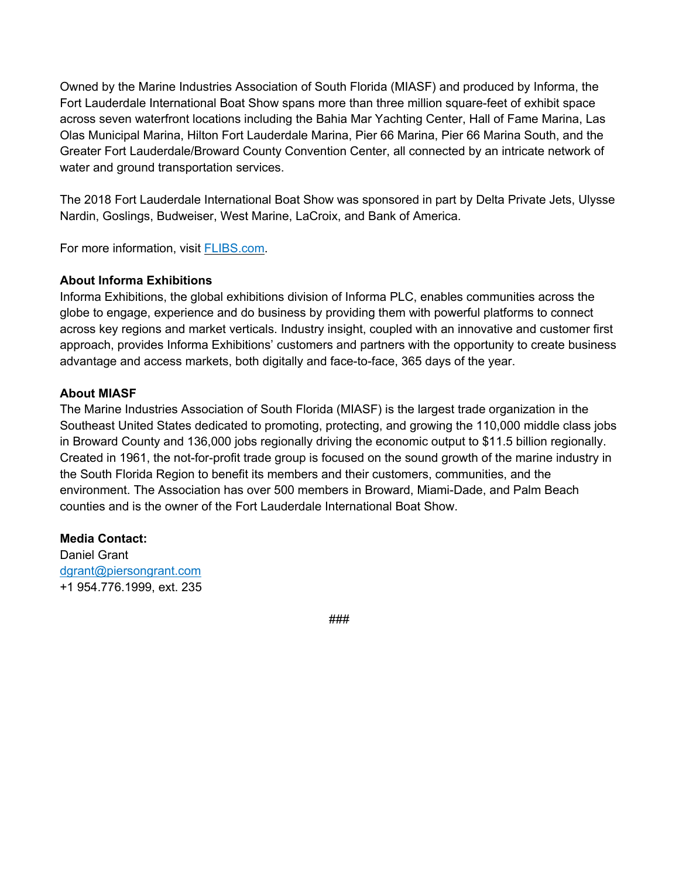Owned by the Marine Industries Association of South Florida (MIASF) and produced by Informa, the Fort Lauderdale International Boat Show spans more than three million square-feet of exhibit space across seven waterfront locations including the Bahia Mar Yachting Center, Hall of Fame Marina, Las Olas Municipal Marina, Hilton Fort Lauderdale Marina, Pier 66 Marina, Pier 66 Marina South, and the Greater Fort Lauderdale/Broward County Convention Center, all connected by an intricate network of water and ground transportation services.

The 2018 Fort Lauderdale International Boat Show was sponsored in part by Delta Private Jets, Ulysse Nardin, Goslings, Budweiser, West Marine, LaCroix, and Bank of America.

For more information, visit [FLIBS.com](FLIBS.com).

**About Informa Exhibitions**
Informa Exhibitions, the global exhibitions division of Informa PLC, enables communities across the globe to engage, experience and do business by providing them with powerful platforms to connect across key regions and market verticals. Industry insight, coupled with an innovative and customer first approach, provides Informa Exhibitions' customers and partners with the opportunity to create business advantage and access markets, both digitally and face-to-face, 365 days of the year.

**About MIASF**
The Marine Industries Association of South Florida (MIASF) is the largest trade organization in the Southeast United States dedicated to promoting, protecting, and growing the 110,000 middle class jobs in Broward County and 136,000 jobs regionally driving the economic output to $11.5 billion regionally. Created in 1961, the not-for-profit trade group is focused on the sound growth of the marine industry in the South Florida Region to benefit its members and their customers, communities, and the environment. The Association has over 500 members in Broward, Miami-Dade, and Palm Beach counties and is the owner of the Fort Lauderdale International Boat Show.

**Media Contact:**
Daniel Grant
[dgrant@piersongrant.com](mailto:dgrant@piersongrant.com)
+1 954.776.1999, ext. 235

###